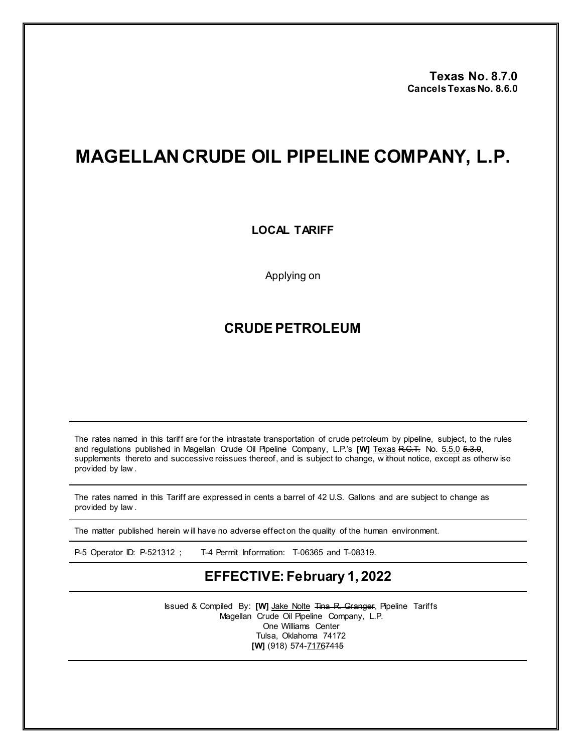**Texas No. 8.7.0**
**Cancels Texas No. 8.6.0**

# MAGELLAN CRUDE OIL PIPELINE COMPANY, L.P.

**LOCAL TARIFF**

Applying on

## CRUDE PETROLEUM

---

The rates named in this tariff are for the intrastate transportation of crude petroleum by pipeline, subject, to the rules and regulations published in Magellan Crude Oil Pipeline Company, L.P.'s **[W]** Texas ~~R.C.T.~~ No. 5.5.0 ~~5.3.0~~, supplements thereto and successive reissues thereof, and is subject to change, without notice, except as otherwise provided by law.

---

The rates named in this Tariff are expressed in cents a barrel of 42 U.S. Gallons and are subject to change as provided by law.

---

The matter published herein will have no adverse effect on the quality of the human environment.

---

P-5 Operator ID: P-521312 ; T-4 Permit Information: T-06365 and T-08319.

---

## EFFECTIVE: February 1, 2022

---

Issued & Compiled By: **[W]** Jake Nolte ~~Tina R. Granger~~, Pipeline Tariffs
Magellan Crude Oil Pipeline Company, L.P.
One Williams Center
Tulsa, Oklahoma 74172
**[W]** (918) 574-7176 ~~7415~~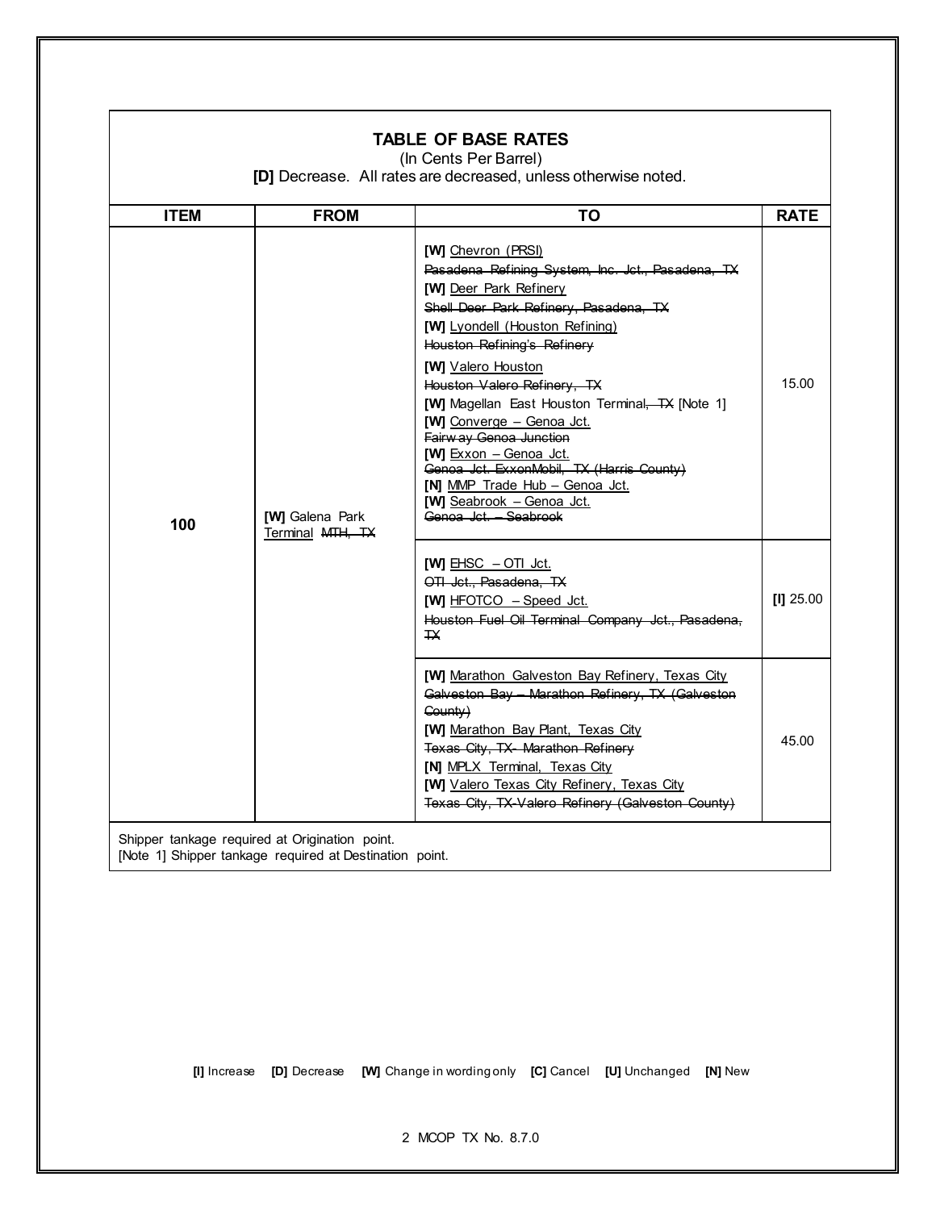## TABLE OF BASE RATES

(In Cents Per Barrel)

**[D]** Decrease. All rates are decreased, unless otherwise noted.

| ITEM | FROM | TO | RATE |
|---|---|---|---|
| 100 | **[W]** Galena Park Terminal ~~MTH, TX~~ | **[W]** Chevron (PRSI)<br>~~Pasadena Refining System, Inc. Jct., Pasadena, TX~~<br>**[W]** Deer Park Refinery<br>~~Shell Deer Park Refinery, Pasadena, TX~~<br>**[W]** Lyondell (Houston Refining)<br>~~Houston Refining's Refinery~~<br>**[W]** Valero Houston<br>~~Houston Valero Refinery, TX~~<br>**[W]** Magellan East Houston Terminal~~, TX~~ [Note 1]<br>**[W]** Converge – Genoa Jct.<br>~~Fairway Genoa Junction~~<br>**[W]** Exxon – Genoa Jct.<br>~~Genoa Jct. ExxonMobil, TX (Harris County)~~<br>**[N]** MMP Trade Hub – Genoa Jct.<br>**[W]** Seabrook – Genoa Jct.<br>~~Genoa Jct. – Seabrook~~ | 15.00 |
| | | **[W]** EHSC – OTI Jct.<br>~~OTI Jct., Pasadena, TX~~<br>**[W]** HFOTCO – Speed Jct.<br>~~Houston Fuel Oil Terminal Company Jct., Pasadena, TX~~ | **[I]** 25.00 |
| | | **[W]** Marathon Galveston Bay Refinery, Texas City<br>~~Galveston Bay – Marathon Refinery, TX (Galveston County)~~<br>**[W]** Marathon Bay Plant, Texas City<br>~~Texas City, TX- Marathon Refinery~~<br>**[N]** MPLX Terminal, Texas City<br>**[W]** Valero Texas City Refinery, Texas City<br>~~Texas City, TX-Valero Refinery (Galveston County)~~ | 45.00 |

Shipper tankage required at Origination point.
[Note 1] Shipper tankage required at Destination point.

**[I]** Increase **[D]** Decrease **[W]** Change in wording only **[C]** Cancel **[U]** Unchanged **[N]** New

2 MCOP TX No. 8.7.0